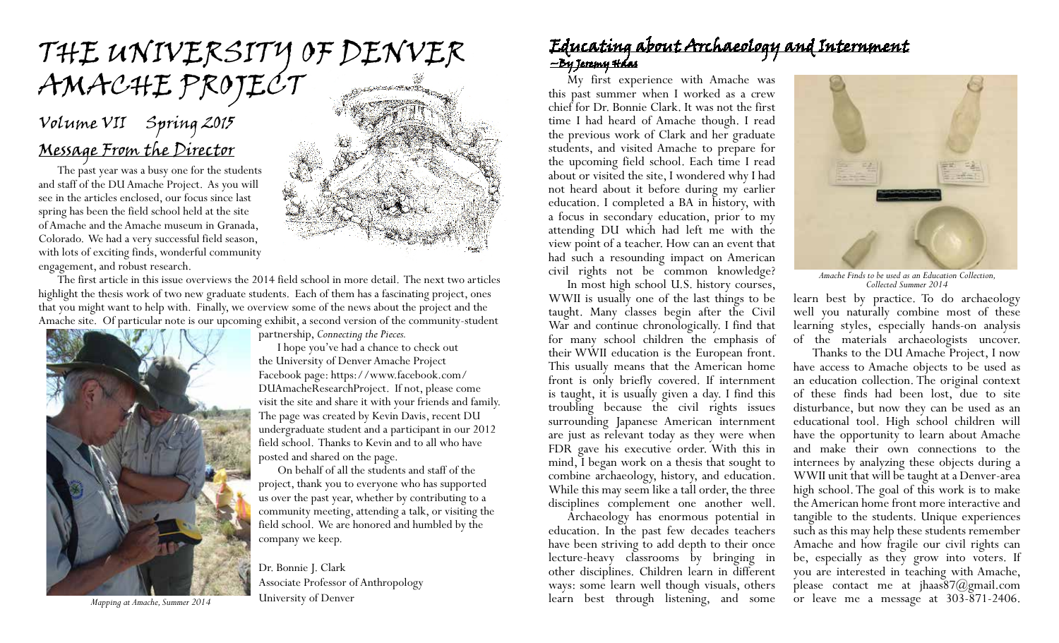# The University of Denver Amache Project

## Volume VII Spring 2015

## Message From the Director

The past year was a busy one for the students and staff of the DU Amache Project. As you will see in the articles enclosed, our focus since last spring has been the field school held at the site of Amache and the Amache museum in Granada, Colorado. We had a very successful field season, with lots of exciting finds, wonderful community engagement, and robust research.

The first article in this issue overviews the 2014 field school in more detail. The next two articles highlight the thesis work of two new graduate students. Each of them has a fascinating project, ones that you might want to help with. Finally, we overview some of the news about the project and the Amache site. Of particular note is our upcoming exhibit, a second version of the community-student partnership, *Connecting the Pieces.*

I hope you've had a chance to check out the University of Denver Amache Project Facebook page: https://www.facebook.com/DUAmacheResearchProject. If not, please come visit the site and share it with your friends and family. The page was created by Kevin Davis, recent DU undergraduate student and a participant in our 2012 field school. Thanks to Kevin and to all who have posted and shared on the page.

On behalf of all the students and staff of the project, thank you to everyone who has supported us over the past year, whether by contributing to a community meeting, attending a talk, or visiting the field school. We are honored and humbled by the company we keep.

Dr. Bonnie J. Clark
Associate Professor of Anthropology
University of Denver

*Mapping at Amache, Summer 2014*

## Educating about Archaeology and Internment

**--By Jeremy Haas**

My first experience with Amache was this past summer when I worked as a crew chief for Dr. Bonnie Clark. It was not the first time I had heard of Amache though. I read the previous work of Clark and her graduate students, and visited Amache to prepare for the upcoming field school. Each time I read about or visited the site, I wondered why I had not heard about it before during my earlier education. I completed a BA in history, with a focus in secondary education, prior to my attending DU which had left me with the view point of a teacher. How can an event that had such a resounding impact on American civil rights not be common knowledge?

In most high school U.S. history courses, WWII is usually one of the last things to be taught. Many classes begin after the Civil War and continue chronologically. I find that for many school children the emphasis of their WWII education is the European front. This usually means that the American home front is only briefly covered. If internment is taught, it is usually given a day. I find this troubling because the civil rights issues surrounding Japanese American internment are just as relevant today as they were when FDR gave his executive order. With this in mind, I began work on a thesis that sought to combine archaeology, history, and education. While this may seem like a tall order, the three disciplines complement one another well.

Archaeology has enormous potential in education. In the past few decades teachers have been striving to add depth to their once lecture-heavy classrooms by bringing in other disciplines. Children learn in different ways: some learn well though visuals, others learn best through listening, and some learn best by practice. To do archaeology well you naturally combine most of these learning styles, especially hands-on analysis of the materials archaeologists uncover.

*Amache Finds to be used as an Education Collection, Collected Summer 2014*

Thanks to the DU Amache Project, I now have access to Amache objects to be used as an education collection. The original context of these finds had been lost, due to site disturbance, but now they can be used as an educational tool. High school children will have the opportunity to learn about Amache and make their own connections to the internees by analyzing these objects during a WWII unit that will be taught at a Denver-area high school. The goal of this work is to make the American home front more interactive and tangible to the students. Unique experiences such as this may help these students remember Amache and how fragile our civil rights can be, especially as they grow into voters. If you are interested in teaching with Amache, please contact me at jhaas87@gmail.com or leave me a message at 303-871-2406.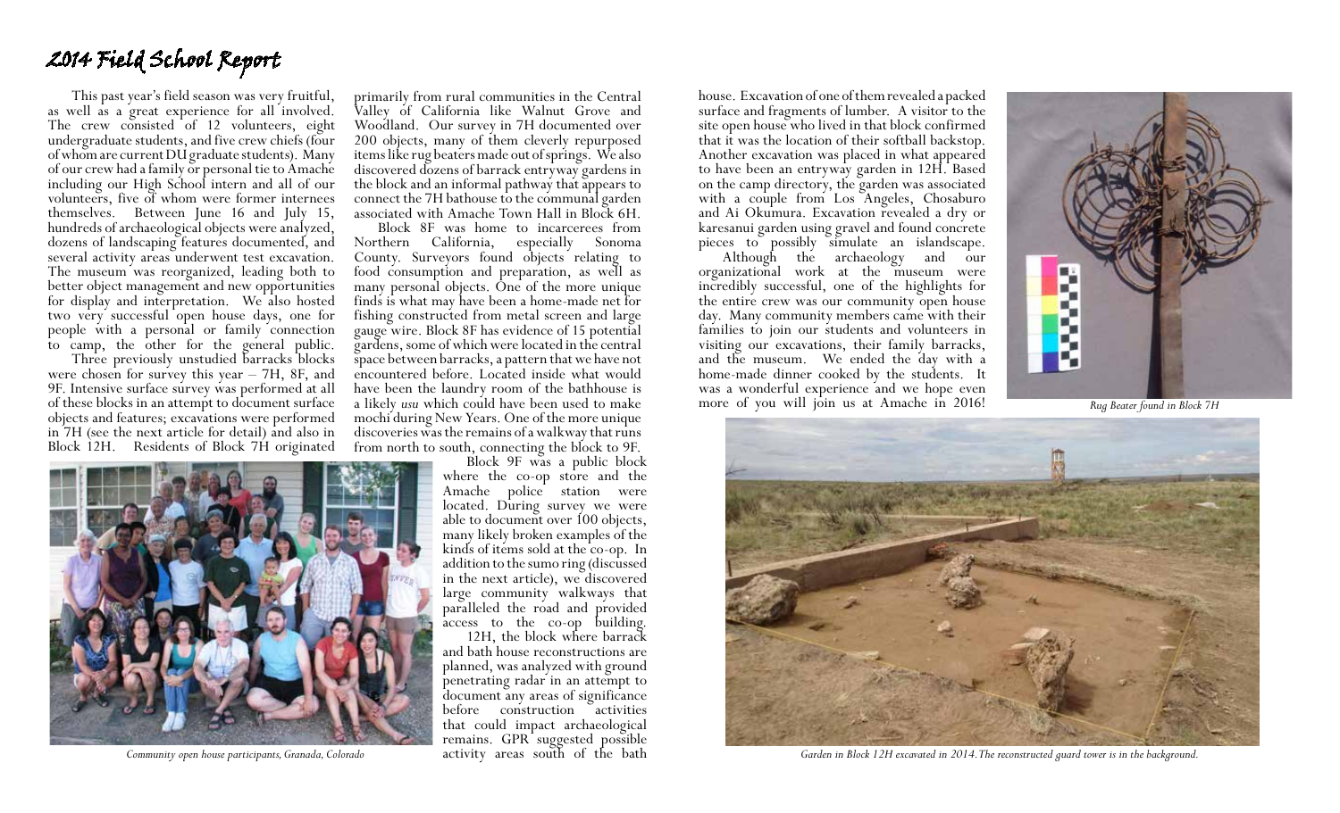# 2014 Field School Report

This past year's field season was very fruitful, as well as a great experience for all involved. The crew consisted of 12 volunteers, eight undergraduate students, and five crew chiefs (four of whom are current DU graduate students). Many of our crew had a family or personal tie to Amache including our High School intern and all of our volunteers, five of whom were former internees themselves. Between June 16 and July 15, hundreds of archaeological objects were analyzed, dozens of landscaping features documented, and several activity areas underwent test excavation. The museum was reorganized, leading both to better object management and new opportunities for display and interpretation. We also hosted two very successful open house days, one for people with a personal or family connection to camp, the other for the general public.

Three previously unstudied barracks blocks were chosen for survey this year – 7H, 8F, and 9F. Intensive surface survey was performed at all of these blocks in an attempt to document surface objects and features; excavations were performed in 7H (see the next article for detail) and also in Block 12H. Residents of Block 7H originated primarily from rural communities in the Central Valley of California like Walnut Grove and Woodland. Our survey in 7H documented over 200 objects, many of them cleverly repurposed items like rug beaters made out of springs. We also discovered dozens of barrack entryway gardens in the block and an informal pathway that appears to connect the 7H bathouse to the communal garden associated with Amache Town Hall in Block 6H.

Block 8F was home to incarcerees from Northern California, especially Sonoma County. Surveyors found objects relating to food consumption and preparation, as well as many personal objects. One of the more unique finds is what may have been a home-made net for fishing constructed from metal screen and large gauge wire. Block 8F has evidence of 15 potential gardens, some of which were located in the central space between barracks, a pattern that we have not encountered before. Located inside what would have been the laundry room of the bathhouse is a likely *usu* which could have been used to make mochi during New Years. One of the more unique discoveries was the remains of a walkway that runs from north to south, connecting the block to 9F.

Block 9F was a public block where the co-op store and the Amache police station were located. During survey we were able to document over 100 objects, many likely broken examples of the kinds of items sold at the co-op. In addition to the sumo ring (discussed in the next article), we discovered large community walkways that paralleled the road and provided access to the co-op building.

12H, the block where barrack and bath house reconstructions are planned, was analyzed with ground penetrating radar in an attempt to document any areas of significance before construction activities that could impact archaeological remains. GPR suggested possible activity areas south of the bath house. Excavation of one of them revealed a packed surface and fragments of lumber. A visitor to the site open house who lived in that block confirmed that it was the location of their softball backstop. Another excavation was placed in what appeared to have been an entryway garden in 12H. Based on the camp directory, the garden was associated with a couple from Los Angeles, Chosaburo and Ai Okumura. Excavation revealed a dry or karesanui garden using gravel and found concrete pieces to possibly simulate an islandscape.

Although the archaeology and our organizational work at the museum were incredibly successful, one of the highlights for the entire crew was our community open house day. Many community members came with their families to join our students and volunteers in visiting our excavations, their family barracks, and the museum. We ended the day with a home-made dinner cooked by the students. It was a wonderful experience and we hope even more of you will join us at Amache in 2016!

*Community open house participants, Granada, Colorado*

*Rug Beater found in Block 7H*

*Garden in Block 12H excavated in 2014. The reconstructed guard tower is in the background.*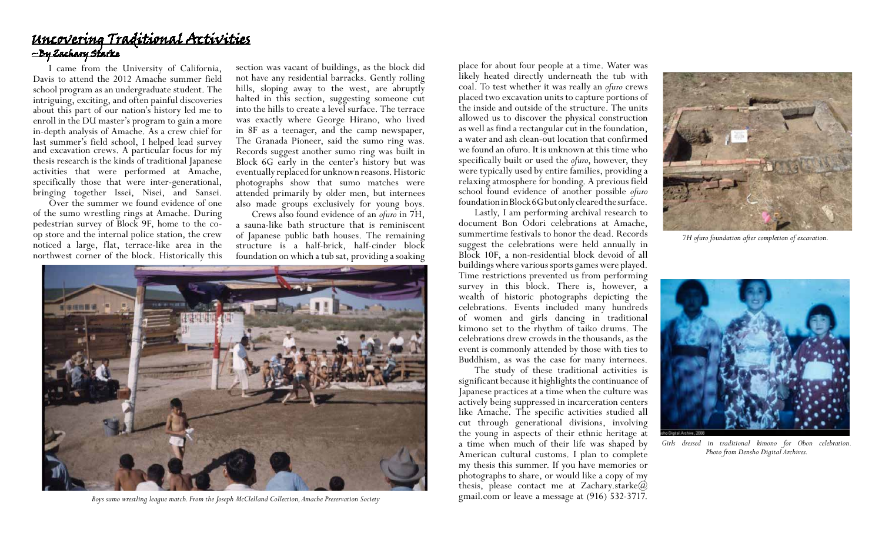## Uncovering Traditional Activities

*—By Zachary Starke*

I came from the University of California, Davis to attend the 2012 Amache summer field school program as an undergraduate student. The intriguing, exciting, and often painful discoveries about this part of our nation's history led me to enroll in the DU master's program to gain a more in-depth analysis of Amache. As a crew chief for last summer's field school, I helped lead survey and excavation crews. A particular focus for my thesis research is the kinds of traditional Japanese activities that were performed at Amache, specifically those that were inter-generational, bringing together Issei, Nisei, and Sansei.

Over the summer we found evidence of one of the sumo wrestling rings at Amache. During pedestrian survey of Block 9F, home to the co-op store and the internal police station, the crew noticed a large, flat, terrace-like area in the northwest corner of the block. Historically this section was vacant of buildings, as the block did not have any residential barracks. Gently rolling hills, sloping away to the west, are abruptly halted in this section, suggesting someone cut into the hills to create a level surface. The terrace was exactly where George Hirano, who lived in 8F as a teenager, and the camp newspaper, The Granada Pioneer, said the sumo ring was. Records suggest another sumo ring was built in Block 6G early in the center's history but was eventually replaced for unknown reasons. Historic photographs show that sumo matches were attended primarily by older men, but internees also made groups exclusively for young boys.

Crews also found evidence of an *ofuro* in 7H, a sauna-like bath structure that is reminiscent of Japanese public bath houses. The remaining structure is a half-brick, half-cinder block foundation on which a tub sat, providing a soaking place for about four people at a time. Water was likely heated directly underneath the tub with coal. To test whether it was really an *ofuro* crews placed two excavation units to capture portions of the inside and outside of the structure. The units allowed us to discover the physical construction as well as find a rectangular cut in the foundation, a water and ash clean-out location that confirmed we found an ofuro. It is unknown at this time who specifically built or used the *ofuro*, however, they were typically used by entire families, providing a relaxing atmosphere for bonding. A previous field school found evidence of another possible *ofuro* foundation in Block 6G but only cleared the surface.

*Boys sumo wrestling league match. From the Joseph McClelland Collection, Amache Preservation Society*

Lastly, I am performing archival research to document Bon Odori celebrations at Amache, summertime festivals to honor the dead. Records suggest the celebrations were held annually in Block 10F, a non-residential block devoid of all buildings where various sports games were played. Time restrictions prevented us from performing survey in this block. There is, however, a wealth of historic photographs depicting the celebrations. Events included many hundreds of women and girls dancing in traditional kimono set to the rhythm of taiko drums. The celebrations drew crowds in the thousands, as the event is commonly attended by those with ties to Buddhism, as was the case for many internees.

The study of these traditional activities is significant because it highlights the continuance of Japanese practices at a time when the culture was actively being suppressed in incarceration centers like Amache. The specific activities studied all cut through generational divisions, involving the young in aspects of their ethnic heritage at a time when much of their life was shaped by American cultural customs. I plan to complete my thesis this summer. If you have memories or photographs to share, or would like a copy of my thesis, please contact me at Zachary.starke@gmail.com or leave a message at (916) 532-3717.

*7H ofuro foundation after completion of excavation.*

*Girls dressed in traditional kimono for Obon celebration. Photo from Densho Digital Archives.*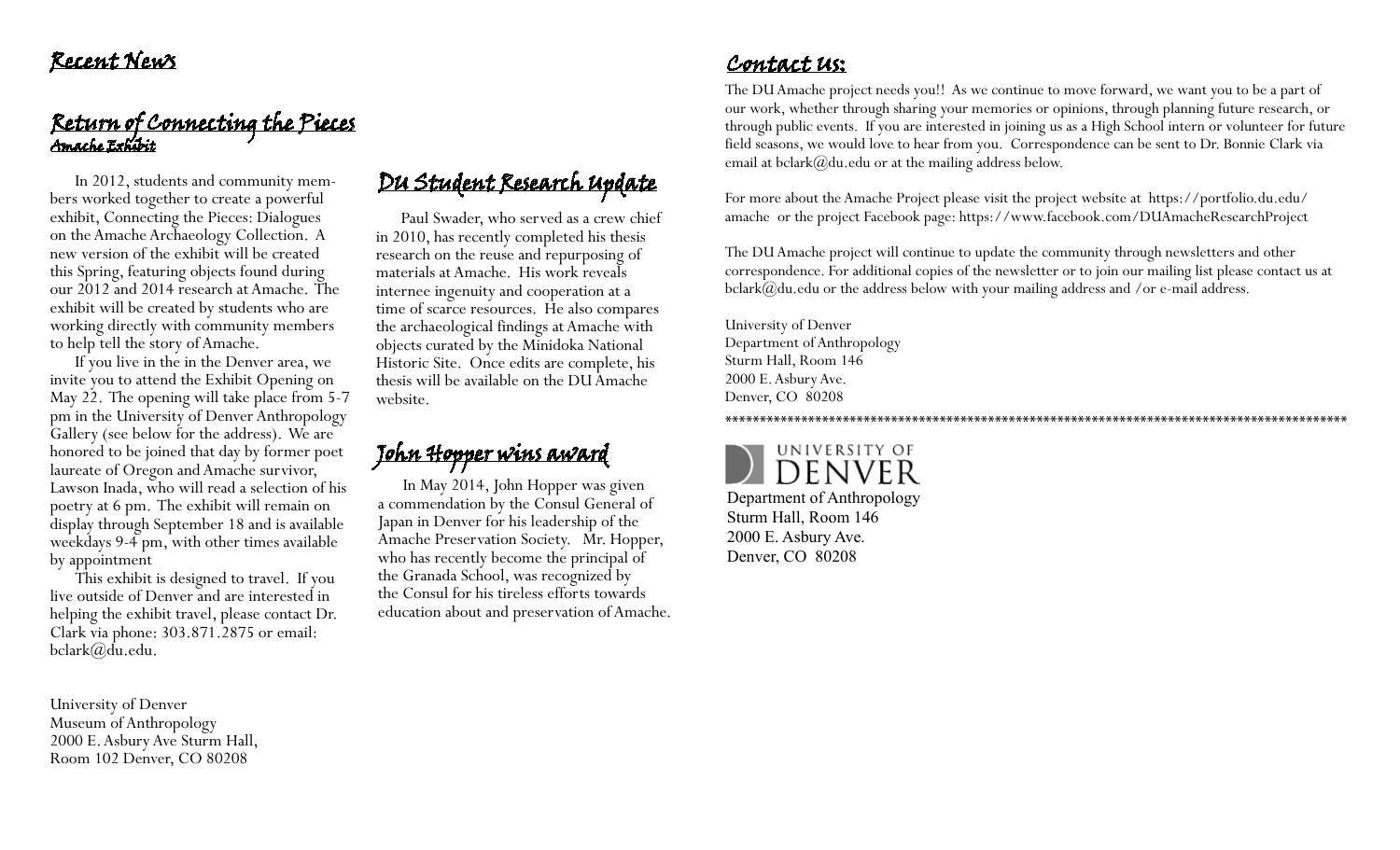# Recent News

## Return of Connecting the Pieces

### Amache Exhibit

In 2012, students and community members worked together to create a powerful exhibit, Connecting the Pieces: Dialogues on the Amache Archaeology Collection. A new version of the exhibit will be created this Spring, featuring objects found during our 2012 and 2014 research at Amache. The exhibit will be created by students who are working directly with community members to help tell the story of Amache.

If you live in the in the Denver area, we invite you to attend the Exhibit Opening on May 22. The opening will take place from 5-7 pm in the University of Denver Anthropology Gallery (see below for the address). We are honored to be joined that day by former poet laureate of Oregon and Amache survivor, Lawson Inada, who will read a selection of his poetry at 6 pm. The exhibit will remain on display through September 18 and is available weekdays 9-4 pm, with other times available by appointment

This exhibit is designed to travel. If you live outside of Denver and are interested in helping the exhibit travel, please contact Dr. Clark via phone: 303.871.2875 or email: bclark@du.edu.

University of Denver
Museum of Anthropology
2000 E. Asbury Ave Sturm Hall,
Room 102 Denver, CO 80208

## DU Student Research Update

Paul Swader, who served as a crew chief in 2010, has recently completed his thesis research on the reuse and repurposing of materials at Amache. His work reveals internee ingenuity and cooperation at a time of scarce resources. He also compares the archaeological findings at Amache with objects curated by the Minidoka National Historic Site. Once edits are complete, his thesis will be available on the DU Amache website.

## John Hopper wins award

In May 2014, John Hopper was given a commendation by the Consul General of Japan in Denver for his leadership of the Amache Preservation Society. Mr. Hopper, who has recently become the principal of the Granada School, was recognized by the Consul for his tireless efforts towards education about and preservation of Amache.

## Contact us:

The DU Amache project needs you!! As we continue to move forward, we want you to be a part of our work, whether through sharing your memories or opinions, through planning future research, or through public events. If you are interested in joining us as a High School intern or volunteer for future field seasons, we would love to hear from you. Correspondence can be sent to Dr. Bonnie Clark via email at bclark@du.edu or at the mailing address below.

For more about the Amache Project please visit the project website at https://portfolio.du.edu/amache or the project Facebook page: https://www.facebook.com/DUAmacheResearchProject

The DU Amache project will continue to update the community through newsletters and other correspondence. For additional copies of the newsletter or to join our mailing list please contact us at bclark@du.edu or the address below with your mailing address and /or e-mail address.

University of Denver
Department of Anthropology
Sturm Hall, Room 146
2000 E. Asbury Ave.
Denver, CO 80208

*****************************************************************************************

UNIVERSITY OF DENVER
Department of Anthropology
Sturm Hall, Room 146
2000 E. Asbury Ave.
Denver, CO 80208